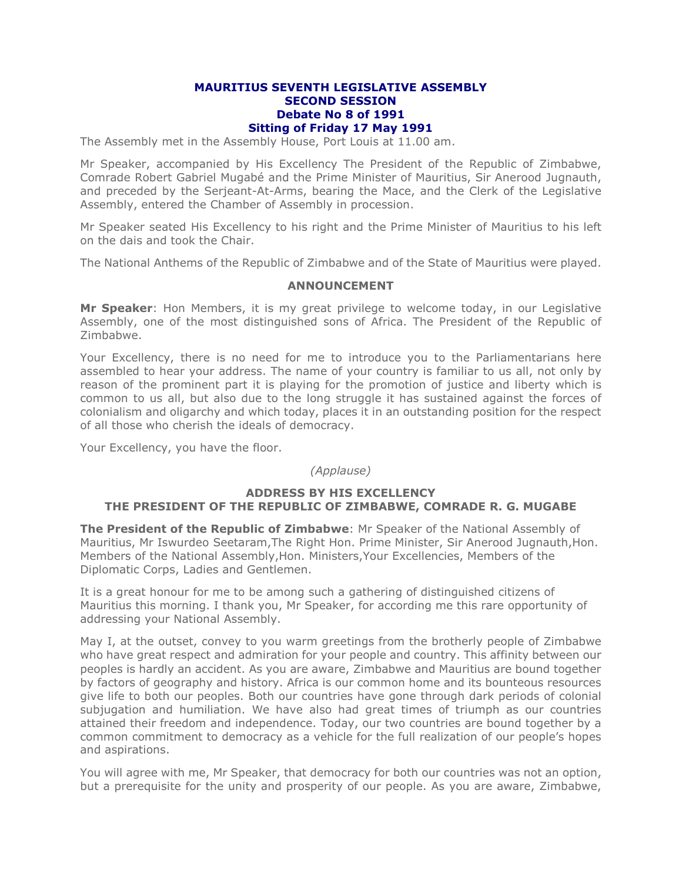# MAURITIUS SEVENTH LEGISLATIVE ASSEMBLY
## SECOND SESSION
## Debate No 8 of 1991
## Sitting of Friday 17 May 1991

The Assembly met in the Assembly House, Port Louis at 11.00 am.

Mr Speaker, accompanied by His Excellency The President of the Republic of Zimbabwe, Comrade Robert Gabriel Mugabé and the Prime Minister of Mauritius, Sir Anerood Jugnauth, and preceded by the Serjeant-At-Arms, bearing the Mace, and the Clerk of the Legislative Assembly, entered the Chamber of Assembly in procession.

Mr Speaker seated His Excellency to his right and the Prime Minister of Mauritius to his left on the dais and took the Chair.

The National Anthems of the Republic of Zimbabwe and of the State of Mauritius were played.

### ANNOUNCEMENT

**Mr Speaker**: Hon Members, it is my great privilege to welcome today, in our Legislative Assembly, one of the most distinguished sons of Africa. The President of the Republic of Zimbabwe.

Your Excellency, there is no need for me to introduce you to the Parliamentarians here assembled to hear your address. The name of your country is familiar to us all, not only by reason of the prominent part it is playing for the promotion of justice and liberty which is common to us all, but also due to the long struggle it has sustained against the forces of colonialism and oligarchy and which today, places it in an outstanding position for the respect of all those who cherish the ideals of democracy.

Your Excellency, you have the floor.

*(Applause)*

### ADDRESS BY HIS EXCELLENCY THE PRESIDENT OF THE REPUBLIC OF ZIMBABWE, COMRADE R. G. MUGABE

**The President of the Republic of Zimbabwe**: Mr Speaker of the National Assembly of Mauritius, Mr Iswurdeo Seetaram,The Right Hon. Prime Minister, Sir Anerood Jugnauth,Hon. Members of the National Assembly,Hon. Ministers,Your Excellencies, Members of the Diplomatic Corps, Ladies and Gentlemen.

It is a great honour for me to be among such a gathering of distinguished citizens of Mauritius this morning. I thank you, Mr Speaker, for according me this rare opportunity of addressing your National Assembly.

May I, at the outset, convey to you warm greetings from the brotherly people of Zimbabwe who have great respect and admiration for your people and country. This affinity between our peoples is hardly an accident. As you are aware, Zimbabwe and Mauritius are bound together by factors of geography and history. Africa is our common home and its bounteous resources give life to both our peoples. Both our countries have gone through dark periods of colonial subjugation and humiliation. We have also had great times of triumph as our countries attained their freedom and independence. Today, our two countries are bound together by a common commitment to democracy as a vehicle for the full realization of our people's hopes and aspirations.

You will agree with me, Mr Speaker, that democracy for both our countries was not an option, but a prerequisite for the unity and prosperity of our people. As you are aware, Zimbabwe,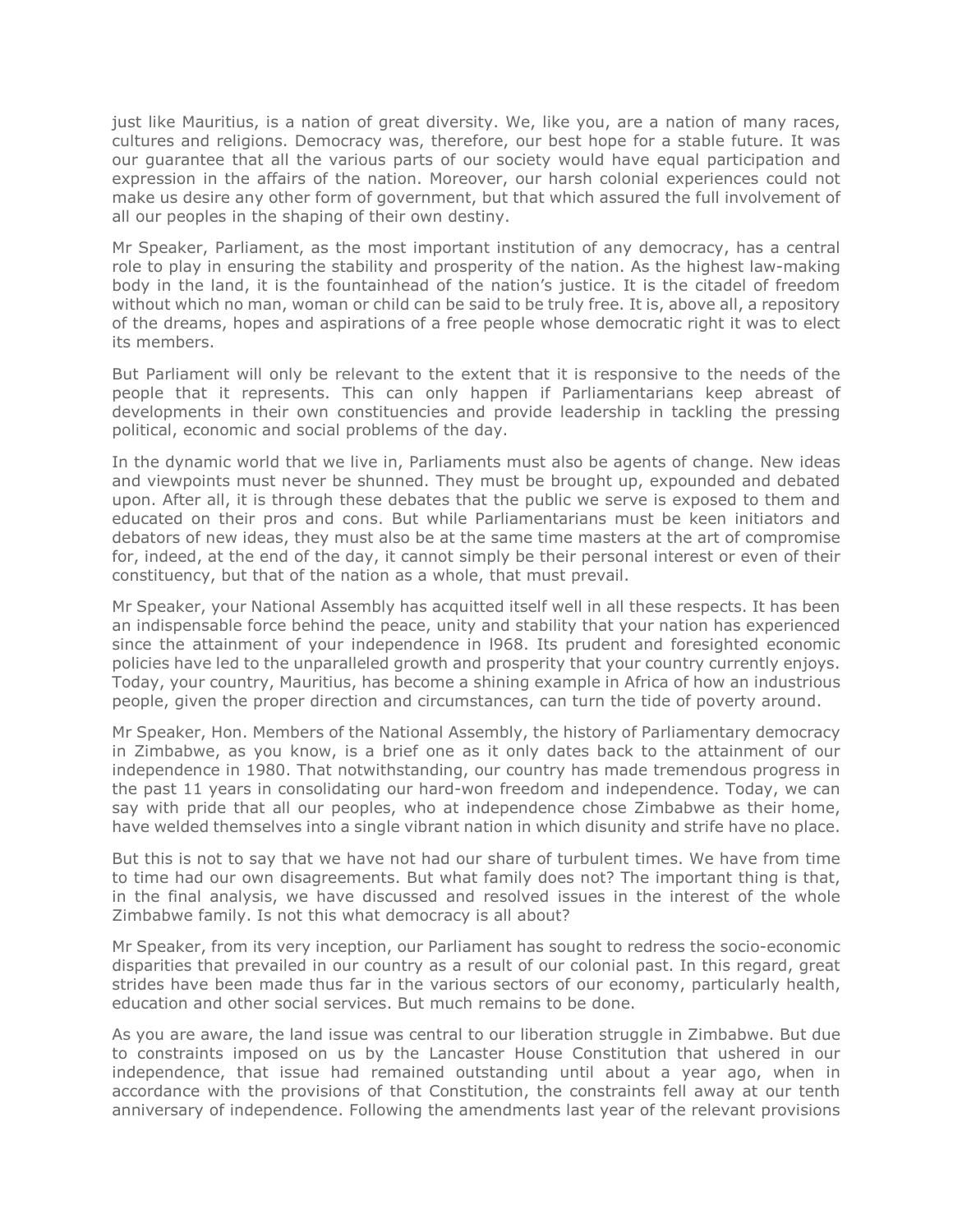just like Mauritius, is a nation of great diversity. We, like you, are a nation of many races, cultures and religions. Democracy was, therefore, our best hope for a stable future. It was our guarantee that all the various parts of our society would have equal participation and expression in the affairs of the nation. Moreover, our harsh colonial experiences could not make us desire any other form of government, but that which assured the full involvement of all our peoples in the shaping of their own destiny.

Mr Speaker, Parliament, as the most important institution of any democracy, has a central role to play in ensuring the stability and prosperity of the nation. As the highest law-making body in the land, it is the fountainhead of the nation's justice. It is the citadel of freedom without which no man, woman or child can be said to be truly free. It is, above all, a repository of the dreams, hopes and aspirations of a free people whose democratic right it was to elect its members.

But Parliament will only be relevant to the extent that it is responsive to the needs of the people that it represents. This can only happen if Parliamentarians keep abreast of developments in their own constituencies and provide leadership in tackling the pressing political, economic and social problems of the day.

In the dynamic world that we live in, Parliaments must also be agents of change. New ideas and viewpoints must never be shunned. They must be brought up, expounded and debated upon. After all, it is through these debates that the public we serve is exposed to them and educated on their pros and cons. But while Parliamentarians must be keen initiators and debators of new ideas, they must also be at the same time masters at the art of compromise for, indeed, at the end of the day, it cannot simply be their personal interest or even of their constituency, but that of the nation as a whole, that must prevail.

Mr Speaker, your National Assembly has acquitted itself well in all these respects. It has been an indispensable force behind the peace, unity and stability that your nation has experienced since the attainment of your independence in l968. Its prudent and foresighted economic policies have led to the unparalleled growth and prosperity that your country currently enjoys. Today, your country, Mauritius, has become a shining example in Africa of how an industrious people, given the proper direction and circumstances, can turn the tide of poverty around.

Mr Speaker, Hon. Members of the National Assembly, the history of Parliamentary democracy in Zimbabwe, as you know, is a brief one as it only dates back to the attainment of our independence in 1980. That notwithstanding, our country has made tremendous progress in the past 11 years in consolidating our hard-won freedom and independence. Today, we can say with pride that all our peoples, who at independence chose Zimbabwe as their home, have welded themselves into a single vibrant nation in which disunity and strife have no place.

But this is not to say that we have not had our share of turbulent times. We have from time to time had our own disagreements. But what family does not? The important thing is that, in the final analysis, we have discussed and resolved issues in the interest of the whole Zimbabwe family. Is not this what democracy is all about?

Mr Speaker, from its very inception, our Parliament has sought to redress the socio-economic disparities that prevailed in our country as a result of our colonial past. In this regard, great strides have been made thus far in the various sectors of our economy, particularly health, education and other social services. But much remains to be done.

As you are aware, the land issue was central to our liberation struggle in Zimbabwe. But due to constraints imposed on us by the Lancaster House Constitution that ushered in our independence, that issue had remained outstanding until about a year ago, when in accordance with the provisions of that Constitution, the constraints fell away at our tenth anniversary of independence. Following the amendments last year of the relevant provisions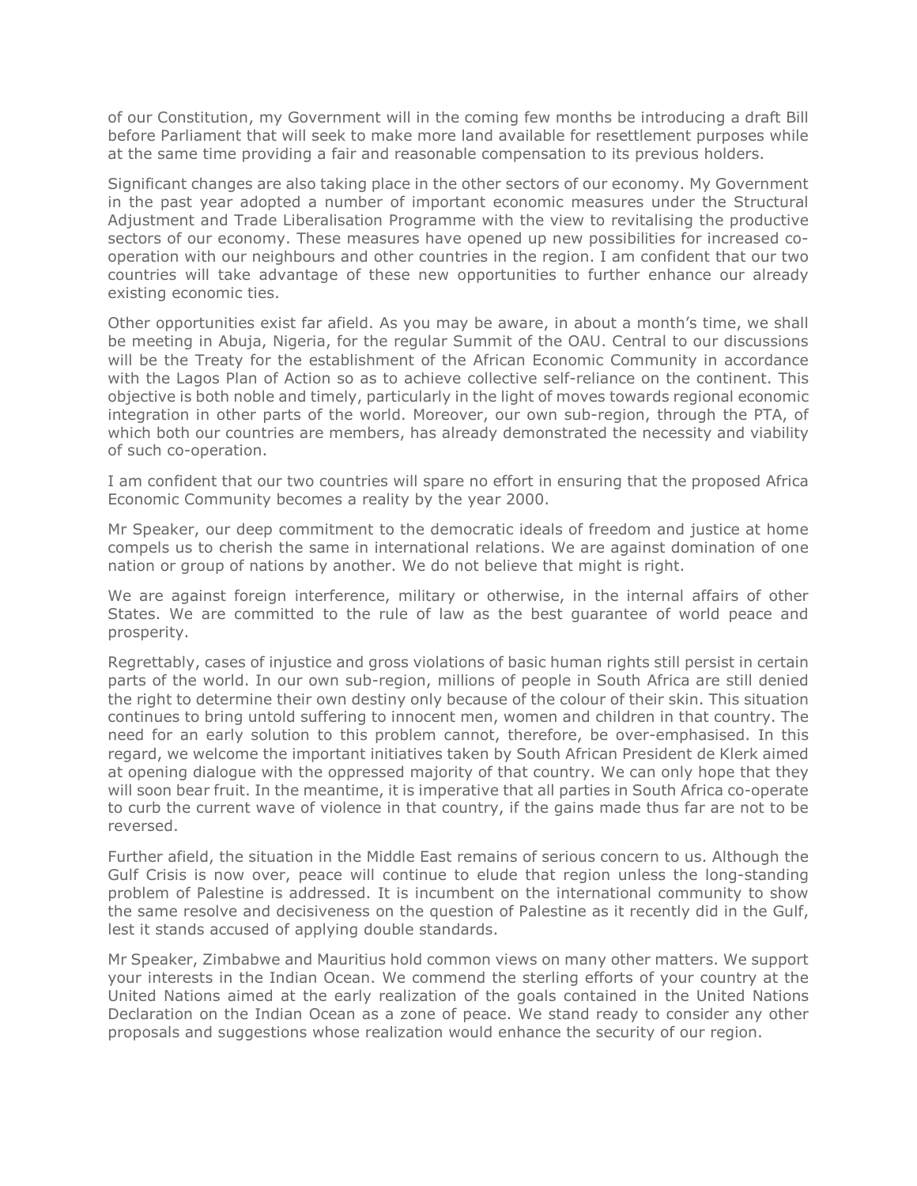of our Constitution, my Government will in the coming few months be introducing a draft Bill before Parliament that will seek to make more land available for resettlement purposes while at the same time providing a fair and reasonable compensation to its previous holders.

Significant changes are also taking place in the other sectors of our economy. My Government in the past year adopted a number of important economic measures under the Structural Adjustment and Trade Liberalisation Programme with the view to revitalising the productive sectors of our economy. These measures have opened up new possibilities for increased co-operation with our neighbours and other countries in the region. I am confident that our two countries will take advantage of these new opportunities to further enhance our already existing economic ties.

Other opportunities exist far afield. As you may be aware, in about a month's time, we shall be meeting in Abuja, Nigeria, for the regular Summit of the OAU. Central to our discussions will be the Treaty for the establishment of the African Economic Community in accordance with the Lagos Plan of Action so as to achieve collective self-reliance on the continent. This objective is both noble and timely, particularly in the light of moves towards regional economic integration in other parts of the world. Moreover, our own sub-region, through the PTA, of which both our countries are members, has already demonstrated the necessity and viability of such co-operation.

I am confident that our two countries will spare no effort in ensuring that the proposed Africa Economic Community becomes a reality by the year 2000.

Mr Speaker, our deep commitment to the democratic ideals of freedom and justice at home compels us to cherish the same in international relations. We are against domination of one nation or group of nations by another. We do not believe that might is right.

We are against foreign interference, military or otherwise, in the internal affairs of other States. We are committed to the rule of law as the best guarantee of world peace and prosperity.

Regrettably, cases of injustice and gross violations of basic human rights still persist in certain parts of the world. In our own sub-region, millions of people in South Africa are still denied the right to determine their own destiny only because of the colour of their skin. This situation continues to bring untold suffering to innocent men, women and children in that country. The need for an early solution to this problem cannot, therefore, be over-emphasised. In this regard, we welcome the important initiatives taken by South African President de Klerk aimed at opening dialogue with the oppressed majority of that country. We can only hope that they will soon bear fruit. In the meantime, it is imperative that all parties in South Africa co-operate to curb the current wave of violence in that country, if the gains made thus far are not to be reversed.

Further afield, the situation in the Middle East remains of serious concern to us. Although the Gulf Crisis is now over, peace will continue to elude that region unless the long-standing problem of Palestine is addressed. It is incumbent on the international community to show the same resolve and decisiveness on the question of Palestine as it recently did in the Gulf, lest it stands accused of applying double standards.

Mr Speaker, Zimbabwe and Mauritius hold common views on many other matters. We support your interests in the Indian Ocean. We commend the sterling efforts of your country at the United Nations aimed at the early realization of the goals contained in the United Nations Declaration on the Indian Ocean as a zone of peace. We stand ready to consider any other proposals and suggestions whose realization would enhance the security of our region.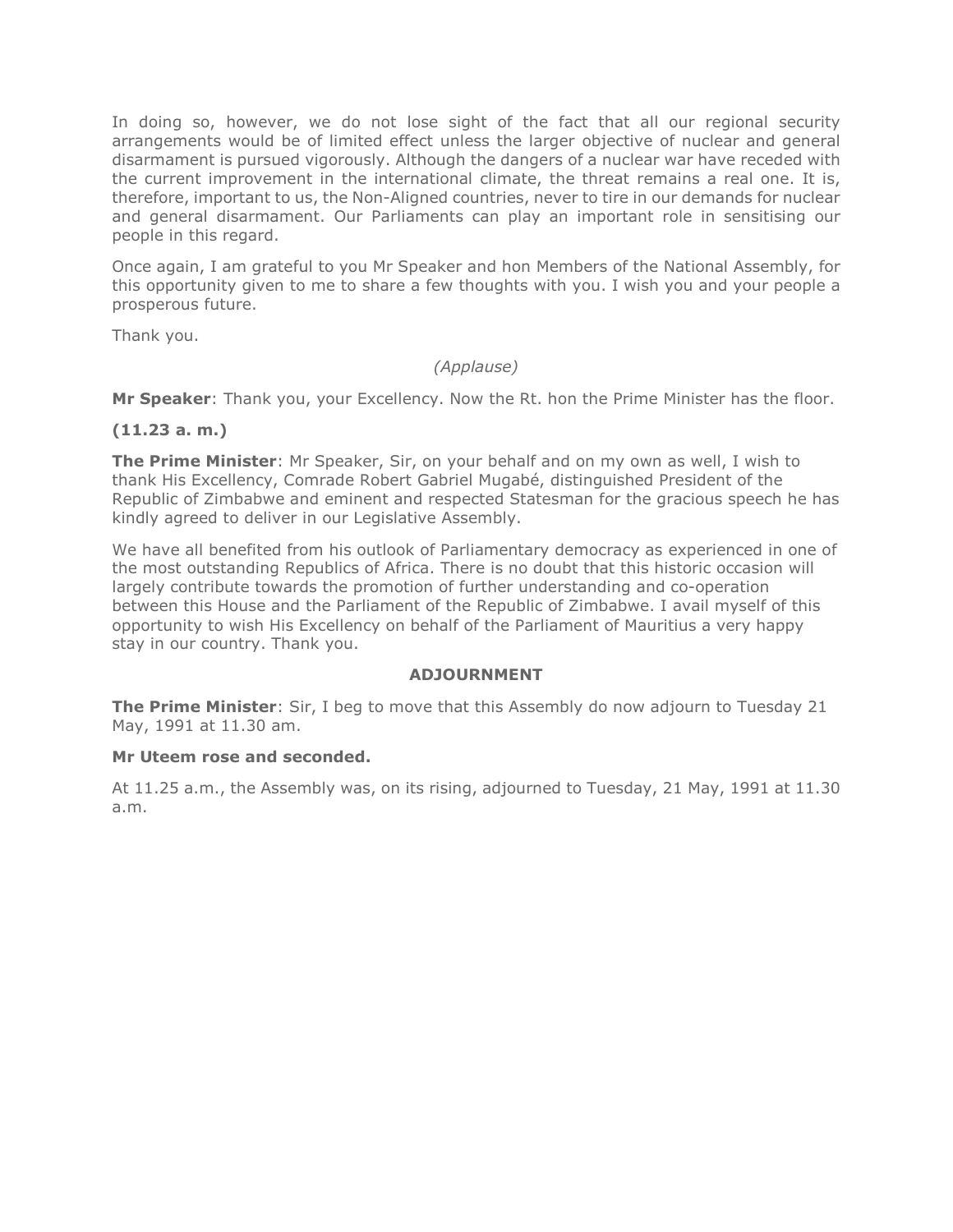In doing so, however, we do not lose sight of the fact that all our regional security arrangements would be of limited effect unless the larger objective of nuclear and general disarmament is pursued vigorously. Although the dangers of a nuclear war have receded with the current improvement in the international climate, the threat remains a real one. It is, therefore, important to us, the Non-Aligned countries, never to tire in our demands for nuclear and general disarmament. Our Parliaments can play an important role in sensitising our people in this regard.

Once again, I am grateful to you Mr Speaker and hon Members of the National Assembly, for this opportunity given to me to share a few thoughts with you. I wish you and your people a prosperous future.

Thank you.

*(Applause)*

**Mr Speaker**: Thank you, your Excellency. Now the Rt. hon the Prime Minister has the floor.

**(11.23 a. m.)**

**The Prime Minister**: Mr Speaker, Sir, on your behalf and on my own as well, I wish to thank His Excellency, Comrade Robert Gabriel Mugabé, distinguished President of the Republic of Zimbabwe and eminent and respected Statesman for the gracious speech he has kindly agreed to deliver in our Legislative Assembly.

We have all benefited from his outlook of Parliamentary democracy as experienced in one of the most outstanding Republics of Africa. There is no doubt that this historic occasion will largely contribute towards the promotion of further understanding and co-operation between this House and the Parliament of the Republic of Zimbabwe. I avail myself of this opportunity to wish His Excellency on behalf of the Parliament of Mauritius a very happy stay in our country. Thank you.

## ADJOURNMENT

**The Prime Minister**: Sir, I beg to move that this Assembly do now adjourn to Tuesday 21 May, 1991 at 11.30 am.

**Mr Uteem rose and seconded.**

At 11.25 a.m., the Assembly was, on its rising, adjourned to Tuesday, 21 May, 1991 at 11.30 a.m.